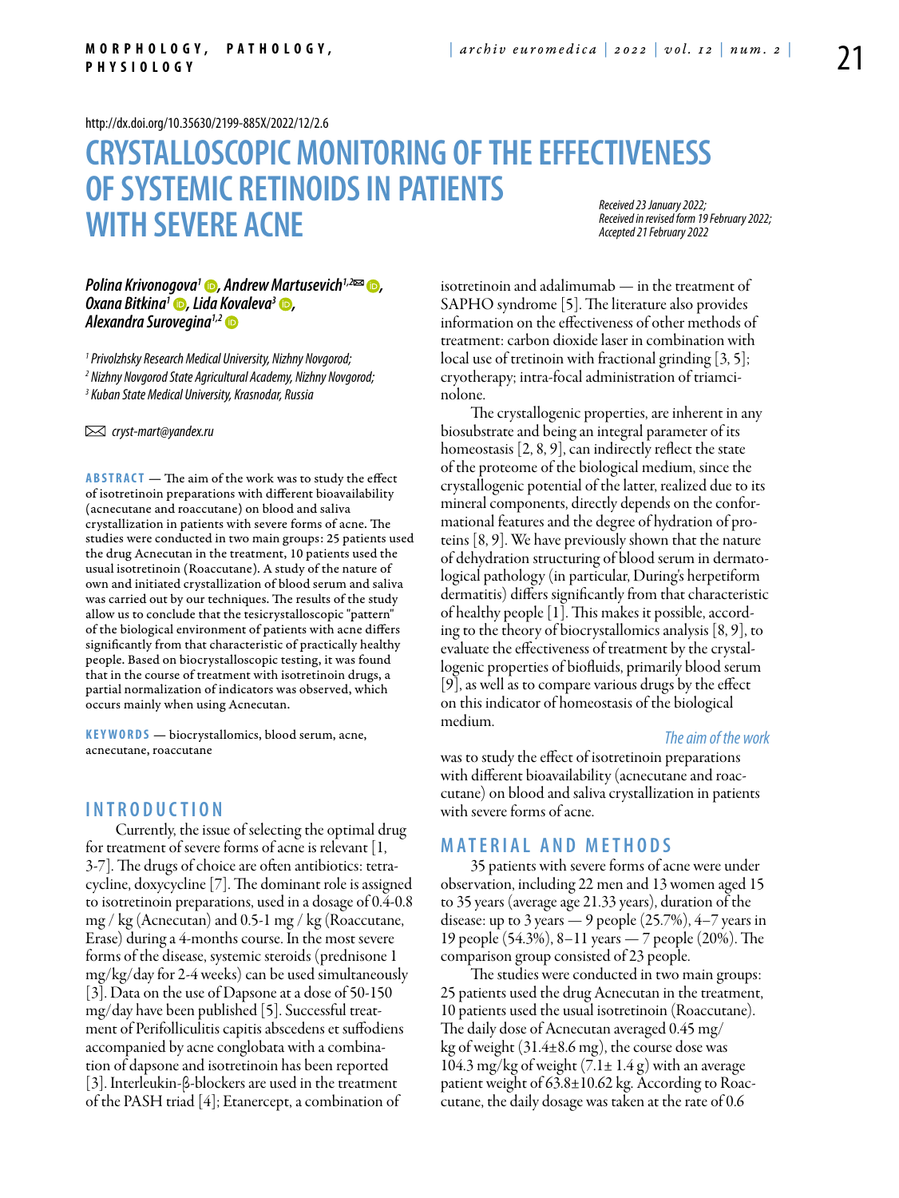http://dx.doi.org/10.35630/2199-885X/2022/12/2.6

# CRYSTALLOSCOPIC MONITORING OF THE EFFECTIVENESS OF SYSTEMIC RETINOIDS IN PATIENTS WITH SEVERE ACNE

*Received 23 January 2022; Received in revised form 19 February 2022; Accepted 21 February 2022*

***Polina Krivonogova[1], Andrew Martusevich[1,2]✉, Oxana Bitkina[1], Lida Kovaleva[3], Alexandra Surovegina[1,2]***

[1] *Privolzhsky Research Medical University, Nizhny Novgorod;*
[2] *Nizhny Novgorod State Agricultural Academy, Nizhny Novgorod;*
[3] *Kuban State Medical University, Krasnodar, Russia*

✉ *cryst-mart@yandex.ru*

**ABSTRACT** — The aim of the work was to study the effect of isotretinoin preparations with different bioavailability (acnecutane and roaccutane) on blood and saliva crystallization in patients with severe forms of acne. The studies were conducted in two main groups: 25 patients used the drug Acnecutan in the treatment, 10 patients used the usual isotretinoin (Roaccutane). A study of the nature of own and initiated crystallization of blood serum and saliva was carried out by our techniques. The results of the study allow us to conclude that the tesicrystalloscopic "pattern" of the biological environment of patients with acne differs significantly from that characteristic of practically healthy people. Based on biocrystalloscopic testing, it was found that in the course of treatment with isotretinoin drugs, a partial normalization of indicators was observed, which occurs mainly when using Acnecutan.

**KEYWORDS** — biocrystallomics, blood serum, acne, acnecutane, roaccutane

## INTRODUCTION

Currently, the issue of selecting the optimal drug for treatment of severe forms of acne is relevant [1, 3-7]. The drugs of choice are often antibiotics: tetracycline, doxycycline [7]. The dominant role is assigned to isotretinoin preparations, used in a dosage of 0.4-0.8 mg / kg (Acnecutan) and 0.5-1 mg / kg (Roaccutane, Erase) during a 4-months course. In the most severe forms of the disease, systemic steroids (prednisone 1 mg/kg/day for 2-4 weeks) can be used simultaneously [3]. Data on the use of Dapsone at a dose of 50-150 mg/day have been published [5]. Successful treatment of Perifolliculitis capitis abscedens et suffodiens accompanied by acne conglobata with a combination of dapsone and isotretinoin has been reported [3]. Interleukin-β-blockers are used in the treatment of the PASH triad [4]; Etanercept, a combination of isotretinoin and adalimumab — in the treatment of SAPHO syndrome [5]. The literature also provides information on the effectiveness of other methods of treatment: carbon dioxide laser in combination with local use of tretinoin with fractional grinding [3, 5]; cryotherapy; intra-focal administration of triamcinolone.

The crystallogenic properties, are inherent in any biosubstrate and being an integral parameter of its homeostasis [2, 8, 9], can indirectly reflect the state of the proteome of the biological medium, since the crystallogenic potential of the latter, realized due to its mineral components, directly depends on the conformational features and the degree of hydration of proteins [8, 9]. We have previously shown that the nature of dehydration structuring of blood serum in dermatological pathology (in particular, During's herpetiform dermatitis) differs significantly from that characteristic of healthy people [1]. This makes it possible, according to the theory of biocrystallomics analysis [8, 9], to evaluate the effectiveness of treatment by the crystallogenic properties of biofluids, primarily blood serum [9], as well as to compare various drugs by the effect on this indicator of homeostasis of the biological medium.

*The aim of the work*

was to study the effect of isotretinoin preparations with different bioavailability (acnecutane and roaccutane) on blood and saliva crystallization in patients with severe forms of acne.

## MATERIAL AND METHODS

35 patients with severe forms of acne were under observation, including 22 men and 13 women aged 15 to 35 years (average age 21.33 years), duration of the disease: up to 3 years — 9 people (25.7%), 4–7 years in 19 people (54.3%), 8–11 years — 7 people (20%). The comparison group consisted of 23 people.

The studies were conducted in two main groups: 25 patients used the drug Acnecutan in the treatment, 10 patients used the usual isotretinoin (Roaccutane). The daily dose of Acnecutan averaged 0.45 mg/kg of weight (31.4±8.6 mg), the course dose was 104.3 mg/kg of weight (7.1± 1.4 g) with an average patient weight of 63.8±10.62 kg. According to Roaccutane, the daily dosage was taken at the rate of 0.6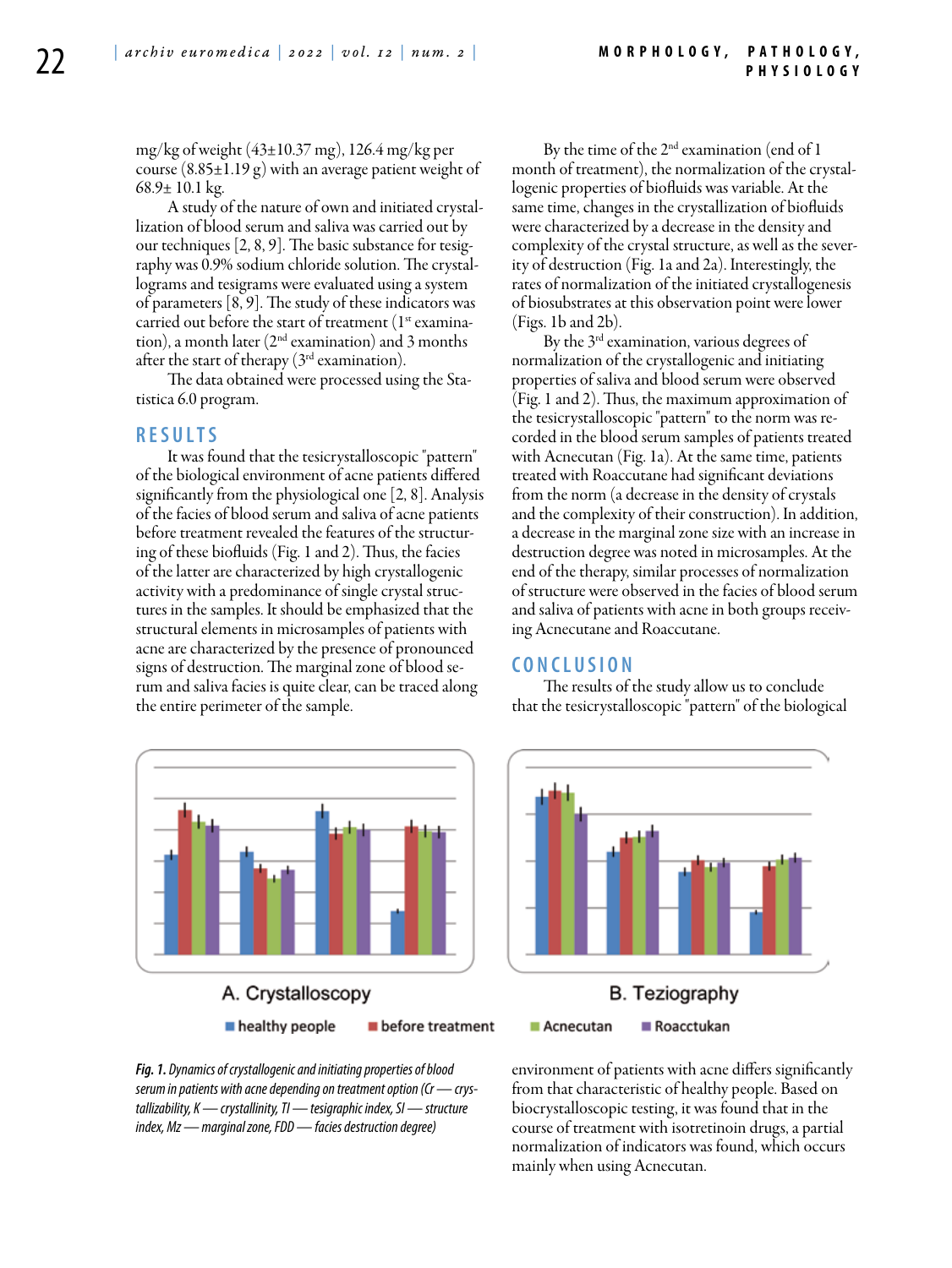mg/kg of weight (43±10.37 mg), 126.4 mg/kg per course (8.85±1.19 g) with an average patient weight of 68.9± 10.1 kg.

A study of the nature of own and initiated crystallization of blood serum and saliva was carried out by our techniques [2, 8, 9]. The basic substance for tesigraphy was 0.9% sodium chloride solution. The crystallograms and tesigrams were evaluated using a system of parameters [8, 9]. The study of these indicators was carried out before the start of treatment (1st examination), a month later (2nd examination) and 3 months after the start of therapy (3rd examination).

The data obtained were processed using the Statistica 6.0 program.

## RESULTS

It was found that the tesicrystalloscopic "pattern" of the biological environment of acne patients differed significantly from the physiological one [2, 8]. Analysis of the facies of blood serum and saliva of acne patients before treatment revealed the features of the structuring of these biofluids (Fig. 1 and 2). Thus, the facies of the latter are characterized by high crystallogenic activity with a predominance of single crystal structures in the samples. It should be emphasized that the structural elements in microsamples of patients with acne are characterized by the presence of pronounced signs of destruction. The marginal zone of blood serum and saliva facies is quite clear, can be traced along the entire perimeter of the sample.

By the time of the 2nd examination (end of 1 month of treatment), the normalization of the crystallogenic properties of biofluids was variable. At the same time, changes in the crystallization of biofluids were characterized by a decrease in the density and complexity of the crystal structure, as well as the severity of destruction (Fig. 1a and 2a). Interestingly, the rates of normalization of the initiated crystallogenesis of biosubstrates at this observation point were lower (Figs. 1b and 2b).

By the 3rd examination, various degrees of normalization of the crystallogenic and initiating properties of saliva and blood serum were observed (Fig. 1 and 2). Thus, the maximum approximation of the tesicrystalloscopic "pattern" to the norm was recorded in the blood serum samples of patients treated with Acnecutan (Fig. 1a). At the same time, patients treated with Roaccutane had significant deviations from the norm (a decrease in the density of crystals and the complexity of their construction). In addition, a decrease in the marginal zone size with an increase in destruction degree was noted in microsamples. At the end of the therapy, similar processes of normalization of structure were observed in the facies of blood serum and saliva of patients with acne in both groups receiving Acnecutane and Roaccutane.

## CONCLUSION

The results of the study allow us to conclude that the tesicrystalloscopic "pattern" of the biological environment of patients with acne differs significantly from that characteristic of healthy people. Based on biocrystalloscopic testing, it was found that in the course of treatment with isotretinoin drugs, a partial normalization of indicators was found, which occurs mainly when using Acnecutan.

A. Crystalloscopy B. Teziography

healthy people before treatment Acnecutan Roacctukan

*Fig. 1. Dynamics of crystallogenic and initiating properties of blood serum in patients with acne depending on treatment option (Cr — crystallizability, K — crystallinity, TI — tesigraphic index, SI — structure index, Mz — marginal zone, FDD — facies destruction degree)*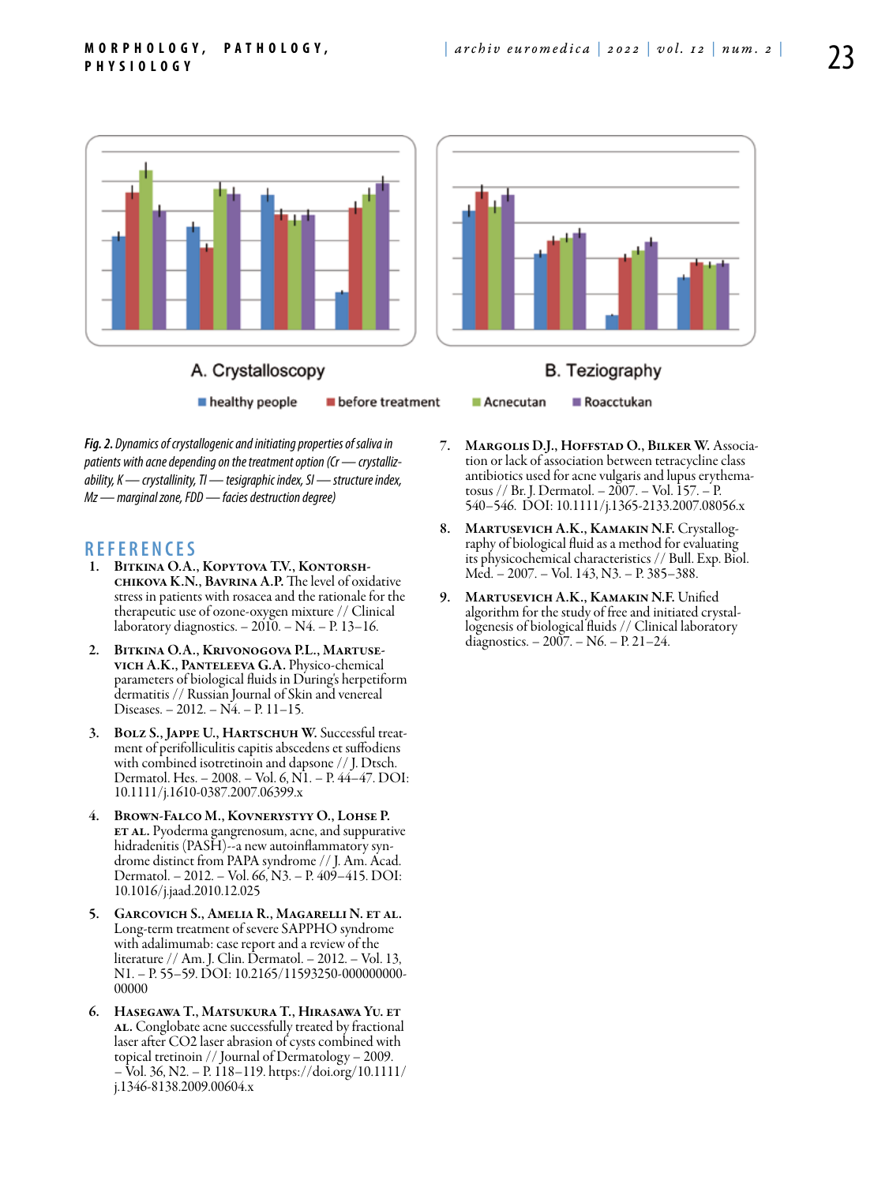A. Crystalloscopy

B. Teziography

healthy people  before treatment  Acnecutan  Roacctukan

*Fig. 2. Dynamics of crystallogenic and initiating properties of saliva in patients with acne depending on the treatment option (Cr — crystallizability, K — crystallinity, TI — tesigraphic index, SI — structure index, Mz — marginal zone, FDD — facies destruction degree)*

## REFERENCES

1. **Bitkina O.A., Kopytova T.V., Kontorshchikova K.N., Bavrina A.P.** The level of oxidative stress in patients with rosacea and the rationale for the therapeutic use of ozone-oxygen mixture // Clinical laboratory diagnostics. – 2010. – N4. – P. 13–16.
2. **Bitkina O.A., Krivonogova P.L., Martusevich A.K., Panteleeva G.A.** Physico-chemical parameters of biological fluids in During's herpetiform dermatitis // Russian Journal of Skin and venereal Diseases. – 2012. – N4. – P. 11–15.
3. **Bolz S., Jappe U., Hartschuh W.** Successful treatment of perifolliculitis capitis abscedens et suffodiens with combined isotretinoin and dapsone // J. Dtsch. Dermatol. Hes. – 2008. – Vol. 6, N1. – P. 44–47. DOI: 10.1111/j.1610-0387.2007.06399.x
4. **Brown-Falco M., Kovnerystyy O., Lohse P. et al.** Pyoderma gangrenosum, acne, and suppurative hidradenitis (PASH)--a new autoinflammatory syndrome distinct from PAPA syndrome // J. Am. Acad. Dermatol. – 2012. – Vol. 66, N3. – P. 409–415. DOI: 10.1016/j.jaad.2010.12.025
5. **Garcovich S., Amelia R., Magarelli N. et al.** Long-term treatment of severe SAPPHO syndrome with adalimumab: case report and a review of the literature // Am. J. Clin. Dermatol. – 2012. – Vol. 13, N1. – P. 55–59. DOI: 10.2165/11593250-000000000-00000
6. **Hasegawa T., Matsukura T., Hirasawa Yu. et al.** Conglobate acne successfully treated by fractional laser after CO2 laser abrasion of cysts combined with topical tretinoin // Journal of Dermatology – 2009. – Vol. 36, N2. – P. 118–119. https://doi.org/10.1111/j.1346-8138.2009.00604.x
7. **Margolis D.J., Hoffstad O., Bilker W.** Association or lack of association between tetracycline class antibiotics used for acne vulgaris and lupus erythematosus // Br. J. Dermatol. – 2007. – Vol. 157. – P. 540–546. DOI: 10.1111/j.1365-2133.2007.08056.x
8. **Martusevich A.K., Kamakin N.F.** Crystallography of biological fluid as a method for evaluating its physicochemical characteristics // Bull. Exp. Biol. Med. – 2007. – Vol. 143, N3. – P. 385–388.
9. **Martusevich A.K., Kamakin N.F.** Unified algorithm for the study of free and initiated crystallogenesis of biological fluids // Clinical laboratory diagnostics. – 2007. – N6. – P. 21–24.